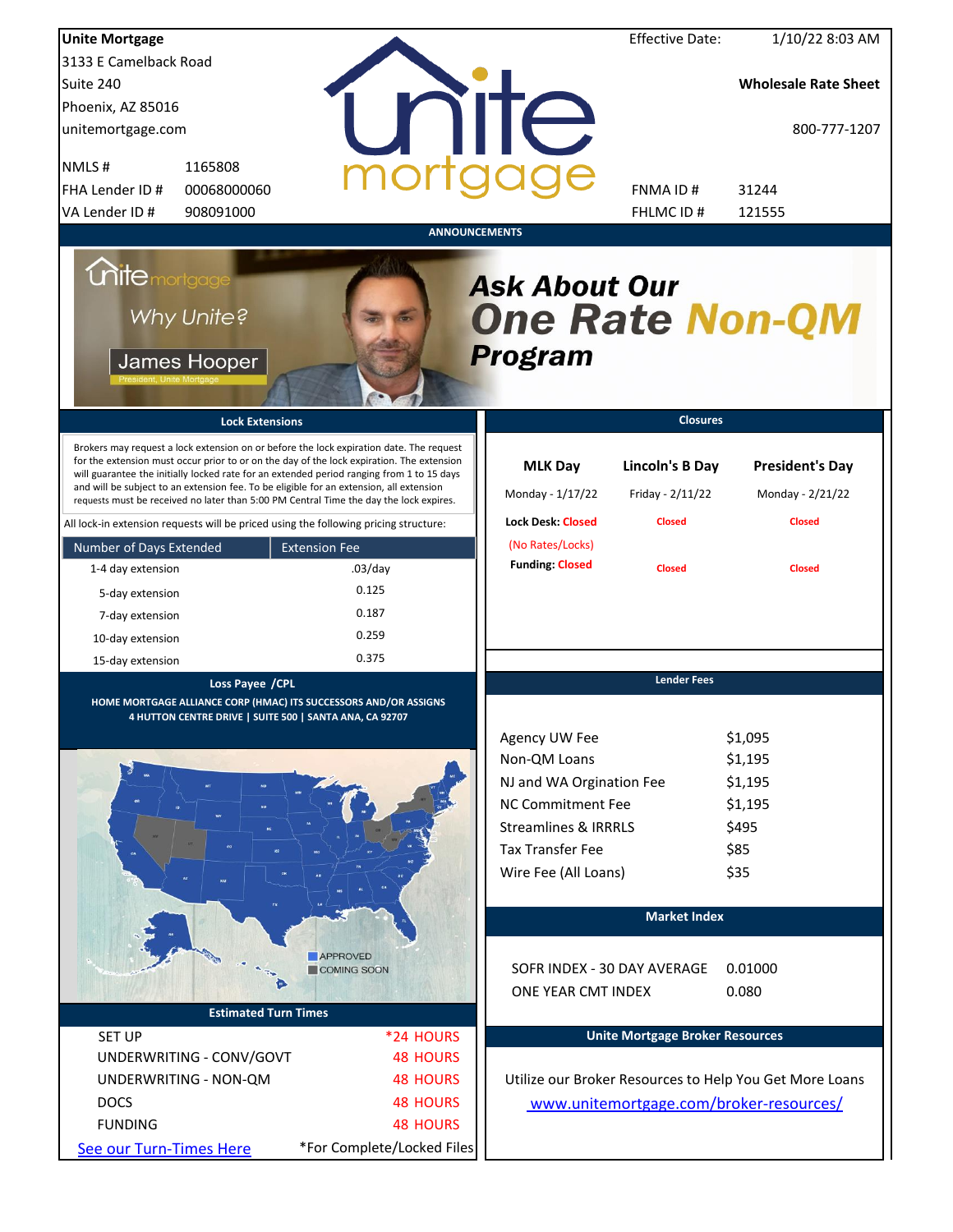**Unite Mortgage**
3133 E Camelback Road
Suite 240
Phoenix, AZ 85016
unitemortgage.com

| | |
|---|---|
| NMLS # | 1165808 |
| FHA Lender ID # | 00068000060 |
| VA Lender ID # | 908091000 |

Effective Date: 1/10/22 8:03 AM

**Wholesale Rate Sheet**

800-777-1207

| | |
|---|---|
| FNMA ID # | 31244 |
| FHLMC ID # | 121555 |

## ANNOUNCEMENTS

Unite mortgage — Why Unite? — James Hooper, President, Unite Mortgage

***Ask About Our One Rate Non-QM Program***

## Lock Extensions

Brokers may request a lock extension on or before the lock expiration date. The request for the extension must occur prior to or on the day of the lock expiration. The extension will guarantee the initially locked rate for an extended period ranging from 1 to 15 days and will be subject to an extension fee. To be eligible for an extension, all extension requests must be received no later than 5:00 PM Central Time the day the lock expires.

All lock-in extension requests will be priced using the following pricing structure:

| Number of Days Extended | Extension Fee |
|---|---|
| 1-4 day extension | .03/day |
| 5-day extension | 0.125 |
| 7-day extension | 0.187 |
| 10-day extension | 0.259 |
| 15-day extension | 0.375 |

## Closures

| | MLK Day | Lincoln's B Day | President's Day |
|---|---|---|---|
| | Monday - 1/17/22 | Friday - 2/11/22 | Monday - 2/21/22 |
| Lock Desk: | Closed (No Rates/Locks) | Closed | Closed |
| Funding: | Closed | Closed | Closed |

## Loss Payee /CPL

HOME MORTGAGE ALLIANCE CORP (HMAC) ITS SUCCESSORS AND/OR ASSIGNS
4 HUTTON CENTRE DRIVE | SUITE 500 | SANTA ANA, CA 92707

APPROVED
COMING SOON

## Lender Fees

| | |
|---|---|
| Agency UW Fee | $1,095 |
| Non-QM Loans | $1,195 |
| NJ and WA Orgination Fee | $1,195 |
| NC Commitment Fee | $1,195 |
| Streamlines & IRRRLS | $495 |
| Tax Transfer Fee | $85 |
| Wire Fee (All Loans) | $35 |

## Market Index

| | |
|---|---|
| SOFR INDEX - 30 DAY AVERAGE | 0.01000 |
| ONE YEAR CMT INDEX | 0.080 |

## Estimated Turn Times

| | |
|---|---|
| SET UP | *24 HOURS |
| UNDERWRITING - CONV/GOVT | 48 HOURS |
| UNDERWRITING - NON-QM | 48 HOURS |
| DOCS | 48 HOURS |
| FUNDING | 48 HOURS |

See our Turn-Times Here

*For Complete/Locked Files

## Unite Mortgage Broker Resources

Utilize our Broker Resources to Help You Get More Loans

www.unitemortgage.com/broker-resources/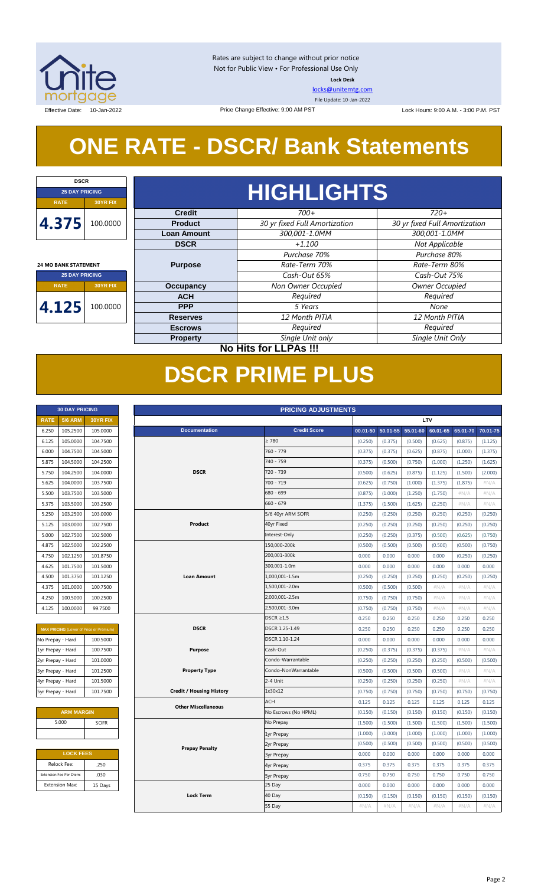Rates are subject to change without prior notice
Not for Public View • For Professional Use Only

**Lock Desk**

locks@unitemtg.com

File Update: 10-Jan-2022

Effective Date: 10-Jan-2022 | Price Change Effective: 9:00 AM PST | Lock Hours: 9:00 A.M. - 3:00 P.M. PST

# ONE RATE - DSCR/ Bank Statements

| DSCR | |
|---|---|
| 25 DAY PRICING | |
| RATE | 30YR FIX |
| 4.375 | 100.0000 |

| 24 MO BANK STATEMENT | |
|---|---|
| 25 DAY PRICING | |
| RATE | 30YR FIX |
| 4.125 | 100.0000 |

## HIGHLIGHTS

| | | |
|---|---|---|
| **Credit** | *700+* | *720+* |
| **Product** | *30 yr fixed Full Amortization* | *30 yr fixed Full Amortization* |
| **Loan Amount** | *300,001-1.0MM* | *300,001-1.0MM* |
| **DSCR** | *+1.100* | *Not Applicable* |
| **Purpose** | *Purchase 70%*<br>*Rate-Term 70%*<br>*Cash-Out 65%* | *Purchase 80%*<br>*Rate-Term 80%*<br>*Cash-Out 75%* |
| **Occupancy** | *Non Owner Occupied* | *Owner Occupied* |
| **ACH** | *Required* | *Required* |
| **PPP** | *5 Years* | *None* |
| **Reserves** | *12 Month PITIA* | *12 Month PITIA* |
| **Escrows** | *Required* | *Required* |
| **Property** | *Single Unit only* | *Single Unit Only* |

**No Hits for LLPAs !!!**

# DSCR PRIME PLUS

| 30 DAY PRICING | | |
|---|---|---|
| RATE | 5/6 ARM | 30YR FIX |
| 6.250 | 105.2500 | 105.0000 |
| 6.125 | 105.0000 | 104.7500 |
| 6.000 | 104.7500 | 104.5000 |
| 5.875 | 104.5000 | 104.2500 |
| 5.750 | 104.2500 | 104.0000 |
| 5.625 | 104.0000 | 103.7500 |
| 5.500 | 103.7500 | 103.5000 |
| 5.375 | 103.5000 | 103.2500 |
| 5.250 | 103.2500 | 103.0000 |
| 5.125 | 103.0000 | 102.7500 |
| 5.000 | 102.7500 | 102.5000 |
| 4.875 | 102.5000 | 102.2500 |
| 4.750 | 102.1250 | 101.8750 |
| 4.625 | 101.7500 | 101.5000 |
| 4.500 | 101.3750 | 101.1250 |
| 4.375 | 101.0000 | 100.7500 |
| 4.250 | 100.5000 | 100.2500 |
| 4.125 | 100.0000 | 99.7500 |

| MAX PRICING (Lower of Price or Premium) | |
|---|---|
| No Prepay - Hard | 100.5000 |
| 1yr Prepay - Hard | 100.7500 |
| 2yr Prepay - Hard | 101.0000 |
| 3yr Prepay - Hard | 101.2500 |
| 4yr Prepay - Hard | 101.5000 |
| 5yr Prepay - Hard | 101.7500 |

| ARM MARGIN | |
|---|---|
| 5.000 | SOFR |

| LOCK FEES | |
|---|---|
| Relock Fee: | .250 |
| Extension Fee Per Diem: | .030 |
| Extension Max: | 15 Days |

| PRICING ADJUSTMENTS | | | | | | | |
|---|---|---|---|---|---|---|---|
| | | LTV | | | | | |
| Documentation | Credit Score | 00.01-50 | 50.01-55 | 55.01-60 | 60.01-65 | 65.01-70 | 70.01-75 |
| DSCR | ≥ 780 | (0.250) | (0.375) | (0.500) | (0.625) | (0.875) | (1.125) |
| | 760 - 779 | (0.375) | (0.375) | (0.625) | (0.875) | (1.000) | (1.375) |
| | 740 - 759 | (0.375) | (0.500) | (0.750) | (1.000) | (1.250) | (1.625) |
| | 720 - 739 | (0.500) | (0.625) | (0.875) | (1.125) | (1.500) | (2.000) |
| | 700 - 719 | (0.625) | (0.750) | (1.000) | (1.375) | (1.875) | #N/A |
| | 680 - 699 | (0.875) | (1.000) | (1.250) | (1.750) | #N/A | #N/A |
| | 660 - 679 | (1.375) | (1.500) | (1.625) | (2.250) | #N/A | #N/A |
| Product | 5/6 40yr ARM SOFR | (0.250) | (0.250) | (0.250) | (0.250) | (0.250) | (0.250) |
| | 40yr Fixed | (0.250) | (0.250) | (0.250) | (0.250) | (0.250) | (0.250) |
| | Interest-Only | (0.250) | (0.250) | (0.375) | (0.500) | (0.625) | (0.750) |
| Loan Amount | 150,000-200k | (0.500) | (0.500) | (0.500) | (0.500) | (0.500) | (0.750) |
| | 200,001-300k | 0.000 | 0.000 | 0.000 | 0.000 | (0.250) | (0.250) |
| | 300,001-1.0m | 0.000 | 0.000 | 0.000 | 0.000 | 0.000 | 0.000 |
| | 1,000,001-1.5m | (0.250) | (0.250) | (0.250) | (0.250) | (0.250) | (0.250) |
| | 1,500,001-2.0m | (0.500) | (0.500) | (0.500) | #N/A | #N/A | #N/A |
| | 2,000,001-2.5m | (0.750) | (0.750) | (0.750) | #N/A | #N/A | #N/A |
| | 2,500,001-3.0m | (0.750) | (0.750) | (0.750) | #N/A | #N/A | #N/A |
| DSCR | DSCR ≥1.5 | 0.250 | 0.250 | 0.250 | 0.250 | 0.250 | 0.250 |
| | DSCR 1.25-1.49 | 0.250 | 0.250 | 0.250 | 0.250 | 0.250 | 0.250 |
| | DSCR 1.10-1.24 | 0.000 | 0.000 | 0.000 | 0.000 | 0.000 | 0.000 |
| Purpose | Cash-Out | (0.250) | (0.375) | (0.375) | (0.375) | #N/A | #N/A |
| Property Type | Condo-Warrantable | (0.250) | (0.250) | (0.250) | (0.250) | (0.500) | (0.500) |
| | Condo-NonWarrantable | (0.500) | (0.500) | (0.500) | (0.500) | #N/A | #N/A |
| | 2-4 Unit | (0.250) | (0.250) | (0.250) | (0.250) | #N/A | #N/A |
| Credit / Housing History | 1x30x12 | (0.750) | (0.750) | (0.750) | (0.750) | (0.750) | (0.750) |
| Other Miscellaneous | ACH | 0.125 | 0.125 | 0.125 | 0.125 | 0.125 | 0.125 |
| | No Escrows (No HPML) | (0.150) | (0.150) | (0.150) | (0.150) | (0.150) | (0.150) |
| Prepay Penalty | No Prepay | (1.500) | (1.500) | (1.500) | (1.500) | (1.500) | (1.500) |
| | 1yr Prepay | (1.000) | (1.000) | (1.000) | (1.000) | (1.000) | (1.000) |
| | 2yr Prepay | (0.500) | (0.500) | (0.500) | (0.500) | (0.500) | (0.500) |
| | 3yr Prepay | 0.000 | 0.000 | 0.000 | 0.000 | 0.000 | 0.000 |
| | 4yr Prepay | 0.375 | 0.375 | 0.375 | 0.375 | 0.375 | 0.375 |
| | 5yr Prepay | 0.750 | 0.750 | 0.750 | 0.750 | 0.750 | 0.750 |
| Lock Term | 25 Day | 0.000 | 0.000 | 0.000 | 0.000 | 0.000 | 0.000 |
| | 40 Day | (0.150) | (0.150) | (0.150) | (0.150) | (0.150) | (0.150) |
| | 55 Day | #N/A | #N/A | #N/A | #N/A | #N/A | #N/A |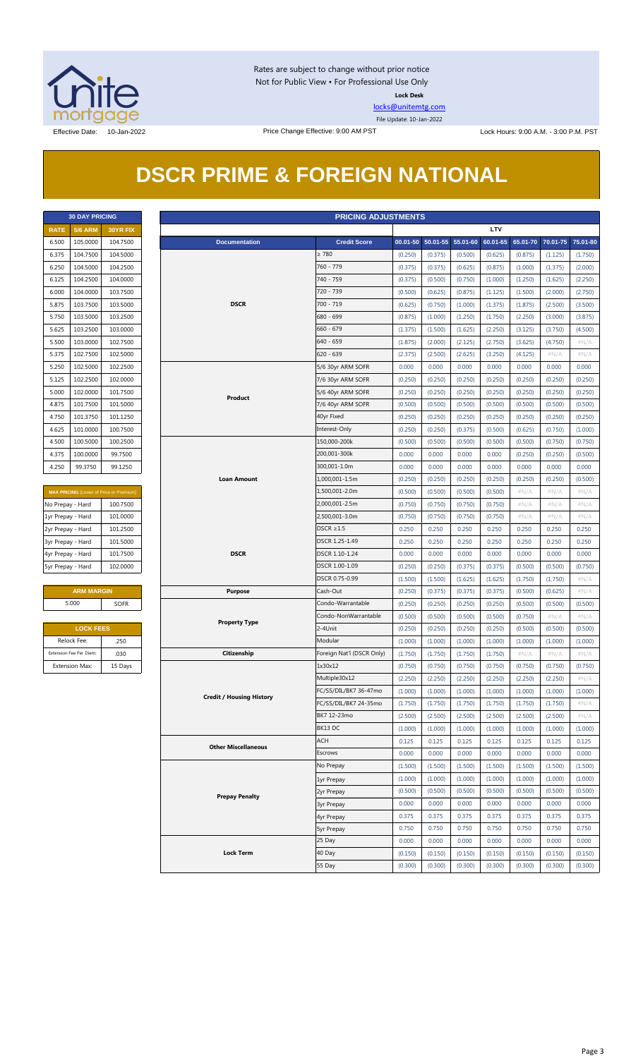Rates are subject to change without prior notice
Not for Public View • For Professional Use Only

**Lock Desk**

locks@unitemtg.com

File Update: 10-Jan-2022

Effective Date: 10-Jan-2022

Price Change Effective: 9:00 AM PST

Lock Hours: 9:00 A.M. - 3:00 P.M. PST

# DSCR PRIME & FOREIGN NATIONAL

| 30 DAY PRICING | | |
|---|---|---|
| RATE | 5/6 ARM | 30YR FIX |
| 6.500 | 105.0000 | 104.7500 |
| 6.375 | 104.7500 | 104.5000 |
| 6.250 | 104.5000 | 104.2500 |
| 6.125 | 104.2500 | 104.0000 |
| 6.000 | 104.0000 | 103.7500 |
| 5.875 | 103.7500 | 103.5000 |
| 5.750 | 103.5000 | 103.2500 |
| 5.625 | 103.2500 | 103.0000 |
| 5.500 | 103.0000 | 102.7500 |
| 5.375 | 102.7500 | 102.5000 |
| 5.250 | 102.5000 | 102.2500 |
| 5.125 | 102.2500 | 102.0000 |
| 5.000 | 102.0000 | 101.7500 |
| 4.875 | 101.7500 | 101.5000 |
| 4.750 | 101.3750 | 101.1250 |
| 4.625 | 101.0000 | 100.7500 |
| 4.500 | 100.5000 | 100.2500 |
| 4.375 | 100.0000 | 99.7500 |
| 4.250 | 99.3750 | 99.1250 |

| MAX PRICING (Lower of Price or Premium) | |
|---|---|
| No Prepay - Hard | 100.7500 |
| 1yr Prepay - Hard | 101.0000 |
| 2yr Prepay - Hard | 101.2500 |
| 3yr Prepay - Hard | 101.5000 |
| 4yr Prepay - Hard | 101.7500 |
| 5yr Prepay - Hard | 102.0000 |

| ARM MARGIN | |
|---|---|
| 5.000 | SOFR |

| LOCK FEES | |
|---|---|
| Relock Fee: | .250 |
| Extension Fee Per Diem: | .030 |
| Extension Max: | 15 Days |

| PRICING ADJUSTMENTS | | | | | | | | |
|---|---|---|---|---|---|---|---|---|
| | | LTV | | | | | | |
| Documentation | Credit Score | 00.01-50 | 50.01-55 | 55.01-60 | 60.01-65 | 65.01-70 | 70.01-75 | 75.01-80 |
| DSCR | ≥ 780 | (0.250) | (0.375) | (0.500) | (0.625) | (0.875) | (1.125) | (1.750) |
| | 760 - 779 | (0.375) | (0.375) | (0.625) | (0.875) | (1.000) | (1.375) | (2.000) |
| | 740 - 759 | (0.375) | (0.500) | (0.750) | (1.000) | (1.250) | (1.625) | (2.250) |
| | 720 - 739 | (0.500) | (0.625) | (0.875) | (1.125) | (1.500) | (2.000) | (2.750) |
| | 700 - 719 | (0.625) | (0.750) | (1.000) | (1.375) | (1.875) | (2.500) | (3.500) |
| | 680 - 699 | (0.875) | (1.000) | (1.250) | (1.750) | (2.250) | (3.000) | (3.875) |
| | 660 - 679 | (1.375) | (1.500) | (1.625) | (2.250) | (3.125) | (3.750) | (4.500) |
| | 640 - 659 | (1.875) | (2.000) | (2.125) | (2.750) | (3.625) | (4.750) | #N/A |
| | 620 - 639 | (2.375) | (2.500) | (2.625) | (3.250) | (4.125) | #N/A | #N/A |
| Product | 5/6 30yr ARM SOFR | 0.000 | 0.000 | 0.000 | 0.000 | 0.000 | 0.000 | 0.000 |
| | 7/6 30yr ARM SOFR | (0.250) | (0.250) | (0.250) | (0.250) | (0.250) | (0.250) | (0.250) |
| | 5/6 40yr ARM SOFR | (0.250) | (0.250) | (0.250) | (0.250) | (0.250) | (0.250) | (0.250) |
| | 7/6 40yr ARM SOFR | (0.500) | (0.500) | (0.500) | (0.500) | (0.500) | (0.500) | (0.500) |
| | 40yr Fixed | (0.250) | (0.250) | (0.250) | (0.250) | (0.250) | (0.250) | (0.250) |
| | Interest-Only | (0.250) | (0.250) | (0.375) | (0.500) | (0.625) | (0.750) | (1.000) |
| Loan Amount | 150,000-200k | (0.500) | (0.500) | (0.500) | (0.500) | (0.500) | (0.750) | (0.750) |
| | 200,001-300k | 0.000 | 0.000 | 0.000 | 0.000 | (0.250) | (0.250) | (0.500) |
| | 300,001-1.0m | 0.000 | 0.000 | 0.000 | 0.000 | 0.000 | 0.000 | 0.000 |
| | 1,000,001-1.5m | (0.250) | (0.250) | (0.250) | (0.250) | (0.250) | (0.250) | (0.500) |
| | 1,500,001-2.0m | (0.500) | (0.500) | (0.500) | (0.500) | #N/A | #N/A | #N/A |
| | 2,000,001-2.5m | (0.750) | (0.750) | (0.750) | (0.750) | #N/A | #N/A | #N/A |
| | 2,500,001-3.0m | (0.750) | (0.750) | (0.750) | (0.750) | #N/A | #N/A | #N/A |
| DSCR | DSCR ≥1.5 | 0.250 | 0.250 | 0.250 | 0.250 | 0.250 | 0.250 | 0.250 |
| | DSCR 1.25-1.49 | 0.250 | 0.250 | 0.250 | 0.250 | 0.250 | 0.250 | 0.250 |
| | DSCR 1.10-1.24 | 0.000 | 0.000 | 0.000 | 0.000 | 0.000 | 0.000 | 0.000 |
| | DSCR 1.00-1.09 | (0.250) | (0.250) | (0.375) | (0.375) | (0.500) | (0.500) | (0.750) |
| | DSCR 0.75-0.99 | (1.500) | (1.500) | (1.625) | (1.625) | (1.750) | (1.750) | #N/A |
| Purpose | Cash-Out | (0.250) | (0.375) | (0.375) | (0.375) | (0.500) | (0.625) | #N/A |
| Property Type | Condo-Warrantable | (0.250) | (0.250) | (0.250) | (0.250) | (0.500) | (0.500) | (0.500) |
| | Condo-NonWarrantable | (0.500) | (0.500) | (0.500) | (0.500) | (0.750) | #N/A | #N/A |
| | 2-4Unit | (0.250) | (0.250) | (0.250) | (0.250) | (0.500) | (0.500) | (0.500) |
| | Modular | (1.000) | (1.000) | (1.000) | (1.000) | (1.000) | (1.000) | (1.000) |
| Citizenship | Foreign Nat'l (DSCR Only) | (1.750) | (1.750) | (1.750) | (1.750) | #N/A | #N/A | #N/A |
| Credit / Housing History | 1x30x12 | (0.750) | (0.750) | (0.750) | (0.750) | (0.750) | (0.750) | (0.750) |
| | Multiple30x12 | (2.250) | (2.250) | (2.250) | (2.250) | (2.250) | (2.250) | #N/A |
| | FC/SS/DIL/BK7 36-47mo | (1.000) | (1.000) | (1.000) | (1.000) | (1.000) | (1.000) | (1.000) |
| | FC/SS/DIL/BK7 24-35mo | (1.750) | (1.750) | (1.750) | (1.750) | (1.750) | (1.750) | #N/A |
| | BK7 12-23mo | (2.500) | (2.500) | (2.500) | (2.500) | (2.500) | (2.500) | #N/A |
| | BK13 DC | (1.000) | (1.000) | (1.000) | (1.000) | (1.000) | (1.000) | (1.000) |
| Other Miscellaneous | ACH | 0.125 | 0.125 | 0.125 | 0.125 | 0.125 | 0.125 | 0.125 |
| | Escrows | 0.000 | 0.000 | 0.000 | 0.000 | 0.000 | 0.000 | 0.000 |
| Prepay Penalty | No Prepay | (1.500) | (1.500) | (1.500) | (1.500) | (1.500) | (1.500) | (1.500) |
| | 1yr Prepay | (1.000) | (1.000) | (1.000) | (1.000) | (1.000) | (1.000) | (1.000) |
| | 2yr Prepay | (0.500) | (0.500) | (0.500) | (0.500) | (0.500) | (0.500) | (0.500) |
| | 3yr Prepay | 0.000 | 0.000 | 0.000 | 0.000 | 0.000 | 0.000 | 0.000 |
| | 4yr Prepay | 0.375 | 0.375 | 0.375 | 0.375 | 0.375 | 0.375 | 0.375 |
| | 5yr Prepay | 0.750 | 0.750 | 0.750 | 0.750 | 0.750 | 0.750 | 0.750 |
| Lock Term | 25 Day | 0.000 | 0.000 | 0.000 | 0.000 | 0.000 | 0.000 | 0.000 |
| | 40 Day | (0.150) | (0.150) | (0.150) | (0.150) | (0.150) | (0.150) | (0.150) |
| | 55 Day | (0.300) | (0.300) | (0.300) | (0.300) | (0.300) | (0.300) | (0.300) |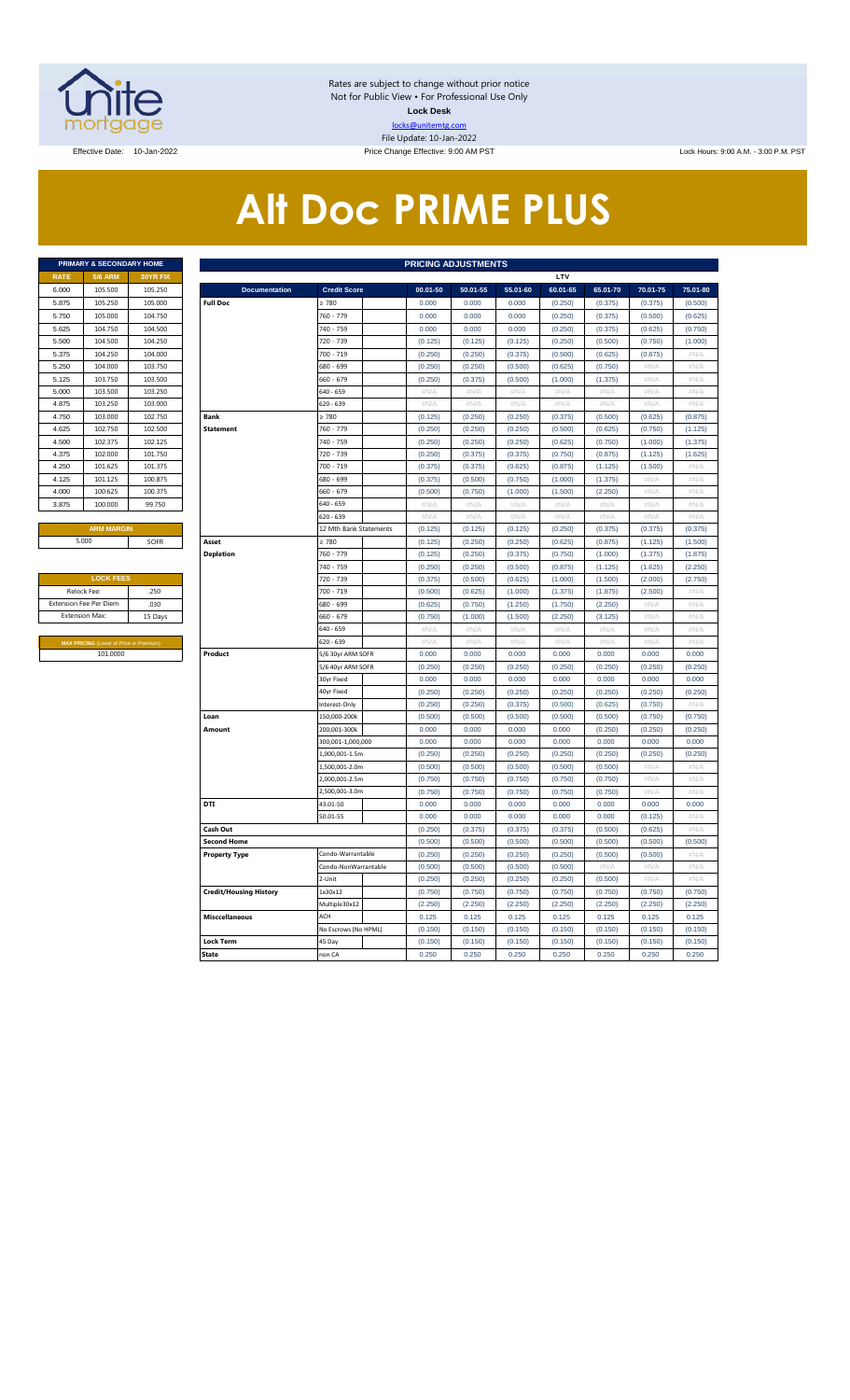Rates are subject to change without prior notice
Not for Public View • For Professional Use Only
**Lock Desk**
locks@unitemtg.com
File Update: 10-Jan-2022

Effective Date: 10-Jan-2022 | Price Change Effective: 9:00 AM PST | Lock Hours: 9:00 A.M. - 3:00 P.M. PST

# Alt Doc PRIME PLUS

| PRIMARY & SECONDARY HOME | | |
|---|---|---|
| **RATE** | **5/6 ARM** | **30YR FIX** |
| 6.000 | 105.500 | 105.250 |
| 5.875 | 105.250 | 105.000 |
| 5.750 | 105.000 | 104.750 |
| 5.625 | 104.750 | 104.500 |
| 5.500 | 104.500 | 104.250 |
| 5.375 | 104.250 | 104.000 |
| 5.250 | 104.000 | 103.750 |
| 5.125 | 103.750 | 103.500 |
| 5.000 | 103.500 | 103.250 |
| 4.875 | 103.250 | 103.000 |
| 4.750 | 103.000 | 102.750 |
| 4.625 | 102.750 | 102.500 |
| 4.500 | 102.375 | 102.125 |
| 4.375 | 102.000 | 101.750 |
| 4.250 | 101.625 | 101.375 |
| 4.125 | 101.125 | 100.875 |
| 4.000 | 100.625 | 100.375 |
| 3.875 | 100.000 | 99.750 |

| ARM MARGIN | |
|---|---|
| 5.000 | SOFR |

| LOCK FEES | |
|---|---|
| Relock Fee: | .250 |
| Extension Fee Per Diem | .030 |
| Extension Max: | 15 Days |

| MAX PRICING (Lower of Price or Premium) |
|---|
| 101.0000 |

| PRICING ADJUSTMENTS | | | | | | | | | |
|---|---|---|---|---|---|---|---|---|---|
| | | LTV | | | | | | | |
| **Documentation** | **Credit Score** | **00.01-50** | **50.01-55** | **55.01-60** | **60.01-65** | **65.01-70** | **70.01-75** | **75.01-80** |
| **Full Doc** | ≥ 780 | 0.000 | 0.000 | 0.000 | (0.250) | (0.375) | (0.375) | (0.500) |
| | 760 - 779 | 0.000 | 0.000 | 0.000 | (0.250) | (0.375) | (0.500) | (0.625) |
| | 740 - 759 | 0.000 | 0.000 | 0.000 | (0.250) | (0.375) | (0.625) | (0.750) |
| | 720 - 739 | (0.125) | (0.125) | (0.125) | (0.250) | (0.500) | (0.750) | (1.000) |
| | 700 - 719 | (0.250) | (0.250) | (0.375) | (0.500) | (0.625) | (0.875) | #N/A |
| | 680 - 699 | (0.250) | (0.250) | (0.500) | (0.625) | (0.750) | #N/A | #N/A |
| | 660 - 679 | (0.250) | (0.375) | (0.500) | (1.000) | (1.375) | #N/A | #N/A |
| | 640 - 659 | #N/A | #N/A | #N/A | #N/A | #N/A | #N/A | #N/A |
| | 620 - 639 | #N/A | #N/A | #N/A | #N/A | #N/A | #N/A | #N/A |
| **Bank Statement** | ≥ 780 | (0.125) | (0.250) | (0.250) | (0.375) | (0.500) | (0.625) | (0.875) |
| | 760 - 779 | (0.250) | (0.250) | (0.250) | (0.500) | (0.625) | (0.750) | (1.125) |
| | 740 - 759 | (0.250) | (0.250) | (0.250) | (0.625) | (0.750) | (1.000) | (1.375) |
| | 720 - 739 | (0.250) | (0.375) | (0.375) | (0.750) | (0.875) | (1.125) | (1.625) |
| | 700 - 719 | (0.375) | (0.375) | (0.625) | (0.875) | (1.125) | (1.500) | #N/A |
| | 680 - 699 | (0.375) | (0.500) | (0.750) | (1.000) | (1.375) | #N/A | #N/A |
| | 660 - 679 | (0.500) | (0.750) | (1.000) | (1.500) | (2.250) | #N/A | #N/A |
| | 640 - 659 | #N/A | #N/A | #N/A | #N/A | #N/A | #N/A | #N/A |
| | 620 - 639 | #N/A | #N/A | #N/A | #N/A | #N/A | #N/A | #N/A |
| | 12 Mth Bank Statements | (0.125) | (0.125) | (0.125) | (0.250) | (0.375) | (0.375) | (0.375) |
| **Asset Depletion** | ≥ 780 | (0.125) | (0.250) | (0.250) | (0.625) | (0.875) | (1.125) | (1.500) |
| | 760 - 779 | (0.125) | (0.250) | (0.375) | (0.750) | (1.000) | (1.375) | (1.875) |
| | 740 - 759 | (0.250) | (0.250) | (0.500) | (0.875) | (1.125) | (1.625) | (2.250) |
| | 720 - 739 | (0.375) | (0.500) | (0.625) | (1.000) | (1.500) | (2.000) | (2.750) |
| | 700 - 719 | (0.500) | (0.625) | (1.000) | (1.375) | (1.875) | (2.500) | #N/A |
| | 680 - 699 | (0.625) | (0.750) | (1.250) | (1.750) | (2.250) | #N/A | #N/A |
| | 660 - 679 | (0.750) | (1.000) | (1.500) | (2.250) | (3.125) | #N/A | #N/A |
| | 640 - 659 | #N/A | #N/A | #N/A | #N/A | #N/A | #N/A | #N/A |
| | 620 - 639 | #N/A | #N/A | #N/A | #N/A | #N/A | #N/A | #N/A |
| **Product** | 5/6 30yr ARM SOFR | 0.000 | 0.000 | 0.000 | 0.000 | 0.000 | 0.000 | 0.000 |
| | 5/6 40yr ARM SOFR | (0.250) | (0.250) | (0.250) | (0.250) | (0.250) | (0.250) | (0.250) |
| | 30yr Fixed | 0.000 | 0.000 | 0.000 | 0.000 | 0.000 | 0.000 | 0.000 |
| | 40yr Fixed | (0.250) | (0.250) | (0.250) | (0.250) | (0.250) | (0.250) | (0.250) |
| | Interest-Only | (0.250) | (0.250) | (0.375) | (0.500) | (0.625) | (0.750) | #N/A |
| **Loan Amount** | 150,000-200k | (0.500) | (0.500) | (0.500) | (0.500) | (0.500) | (0.750) | (0.750) |
| | 200,001-300k | 0.000 | 0.000 | 0.000 | 0.000 | (0.250) | (0.250) | (0.250) |
| | 300,001-1,000,000 | 0.000 | 0.000 | 0.000 | 0.000 | 0.000 | 0.000 | 0.000 |
| | 1,000,001-1.5m | (0.250) | (0.250) | (0.250) | (0.250) | (0.250) | (0.250) | (0.250) |
| | 1,500,001-2.0m | (0.500) | (0.500) | (0.500) | (0.500) | (0.500) | #N/A | #N/A |
| | 2,000,001-2.5m | (0.750) | (0.750) | (0.750) | (0.750) | (0.750) | #N/A | #N/A |
| | 2,500,001-3.0m | (0.750) | (0.750) | (0.750) | (0.750) | (0.750) | #N/A | #N/A |
| **DTI** | 43.01-50 | 0.000 | 0.000 | 0.000 | 0.000 | 0.000 | 0.000 | 0.000 |
| | 50.01-55 | 0.000 | 0.000 | 0.000 | 0.000 | 0.000 | (0.125) | #N/A |
| **Cash Out** | | (0.250) | (0.375) | (0.375) | (0.375) | (0.500) | (0.625) | #N/A |
| **Second Home** | | (0.500) | (0.500) | (0.500) | (0.500) | (0.500) | (0.500) | (0.500) |
| **Property Type** | Condo-Warrantable | (0.250) | (0.250) | (0.250) | (0.250) | (0.500) | (0.500) | #N/A |
| | Condo-NonWarrantable | (0.500) | (0.500) | (0.500) | (0.500) | #N/A | #N/A | #N/A |
| | 2-Unit | (0.250) | (0.250) | (0.250) | (0.250) | (0.500) | #N/A | #N/A |
| **Credit/Housing History** | 1x30x12 | (0.750) | (0.750) | (0.750) | (0.750) | (0.750) | (0.750) | (0.750) |
| | Multiple30x12 | (2.250) | (2.250) | (2.250) | (2.250) | (2.250) | (2.250) | (2.250) |
| **Misccellaneous** | ACH | 0.125 | 0.125 | 0.125 | 0.125 | 0.125 | 0.125 | 0.125 |
| | No Escrows (No HPML) | (0.150) | (0.150) | (0.150) | (0.150) | (0.150) | (0.150) | (0.150) |
| **Lock Term** | 45 Day | (0.150) | (0.150) | (0.150) | (0.150) | (0.150) | (0.150) | (0.150) |
| **State** | non CA | 0.250 | 0.250 | 0.250 | 0.250 | 0.250 | 0.250 | 0.250 |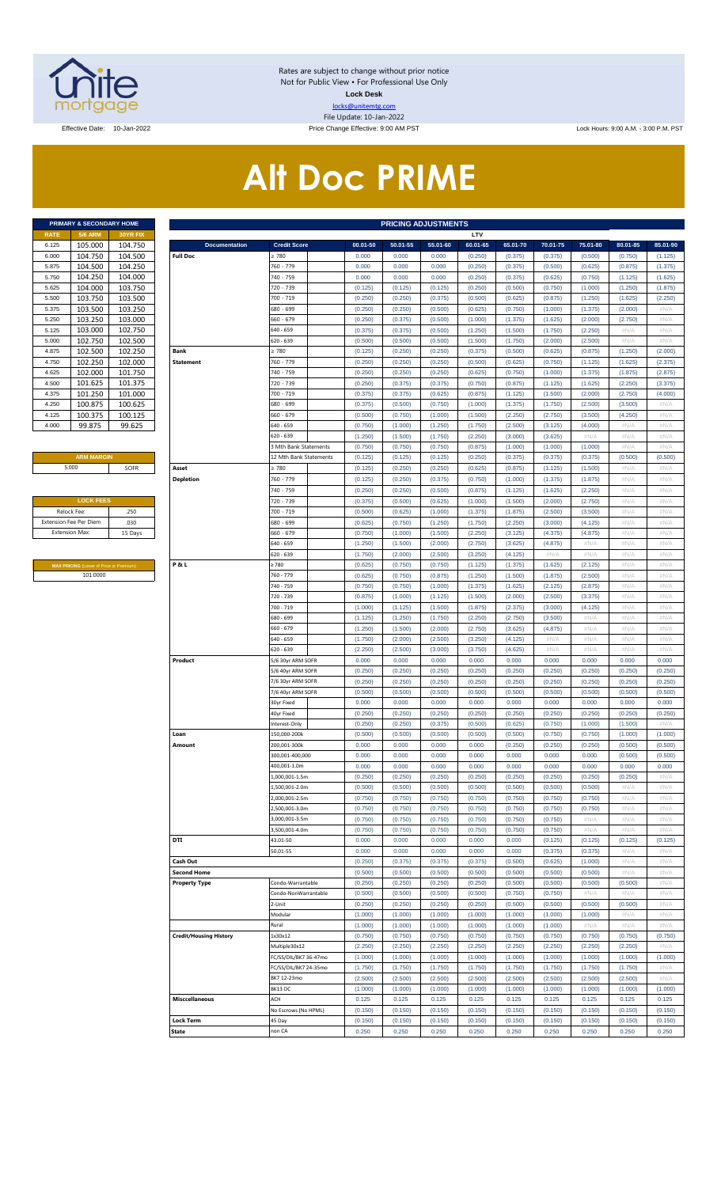Rates are subject to change without prior notice
Not for Public View • For Professional Use Only
**Lock Desk**
locks@unitemtg.com
File Update: 10-Jan-2022

Effective Date: 10-Jan-2022 | Price Change Effective: 9:00 AM PST | Lock Hours: 9:00 A.M. - 3:00 P.M. PST

# Alt Doc PRIME

| PRIMARY & SECONDARY HOME | | |
|---|---|---|
| RATE | 5/6 ARM | 30YR FIX |
| 6.125 | 105.000 | 104.750 |
| 6.000 | 104.750 | 104.500 |
| 5.875 | 104.500 | 104.250 |
| 5.750 | 104.250 | 104.000 |
| 5.625 | 104.000 | 103.750 |
| 5.500 | 103.750 | 103.500 |
| 5.375 | 103.500 | 103.250 |
| 5.250 | 103.250 | 103.000 |
| 5.125 | 103.000 | 102.750 |
| 5.000 | 102.750 | 102.500 |
| 4.875 | 102.500 | 102.250 |
| 4.750 | 102.250 | 102.000 |
| 4.625 | 102.000 | 101.750 |
| 4.500 | 101.625 | 101.375 |
| 4.375 | 101.250 | 101.000 |
| 4.250 | 100.875 | 100.625 |
| 4.125 | 100.375 | 100.125 |
| 4.000 | 99.875 | 99.625 |

| ARM MARGIN | |
|---|---|
| 5.000 | SOFR |

| LOCK FEES | |
|---|---|
| Relock Fee: | .250 |
| Extension Fee Per Diem | .030 |
| Extension Max: | 15 Days |

| MAX PRICING (Lower of Price or Premium) |
|---|
| 101.0000 |

| PRICING ADJUSTMENTS | | | | | | | | | | | |
|---|---|---|---|---|---|---|---|---|---|---|---|
| | | LTV | | | | | | | | | |
| Documentation | Credit Score | 00.01-50 | 50.01-55 | 55.01-60 | 60.01-65 | 65.01-70 | 70.01-75 | 75.01-80 | 80.01-85 | 85.01-90 |
| Full Doc | ≥ 780 | 0.000 | 0.000 | 0.000 | (0.250) | (0.375) | (0.375) | (0.500) | (0.750) | (1.125) |
| | 760 - 779 | 0.000 | 0.000 | 0.000 | (0.250) | (0.375) | (0.500) | (0.625) | (0.875) | (1.375) |
| | 740 - 759 | 0.000 | 0.000 | 0.000 | (0.250) | (0.375) | (0.625) | (0.750) | (1.125) | (1.625) |
| | 720 - 739 | (0.125) | (0.125) | (0.125) | (0.250) | (0.500) | (0.750) | (1.000) | (1.250) | (1.875) |
| | 700 - 719 | (0.250) | (0.250) | (0.375) | (0.500) | (0.625) | (0.875) | (1.250) | (1.625) | (2.250) |
| | 680 - 699 | (0.250) | (0.250) | (0.500) | (0.625) | (0.750) | (1.000) | (1.375) | (2.000) | #N/A |
| | 660 - 679 | (0.250) | (0.375) | (0.500) | (1.000) | (1.375) | (1.625) | (2.000) | (2.750) | #N/A |
| | 640 - 659 | (0.375) | (0.375) | (0.500) | (1.250) | (1.500) | (1.750) | (2.250) | #N/A | #N/A |
| | 620 - 639 | (0.500) | (0.500) | (0.500) | (1.500) | (1.750) | (2.000) | (2.500) | #N/A | #N/A |
| Bank Statement | ≥ 780 | (0.125) | (0.250) | (0.250) | (0.375) | (0.500) | (0.625) | (0.875) | (1.250) | (2.000) |
| | 760 - 779 | (0.250) | (0.250) | (0.250) | (0.500) | (0.625) | (0.750) | (1.125) | (1.625) | (2.375) |
| | 740 - 759 | (0.250) | (0.250) | (0.250) | (0.625) | (0.750) | (1.000) | (1.375) | (1.875) | (2.875) |
| | 720 - 739 | (0.250) | (0.375) | (0.375) | (0.750) | (0.875) | (1.125) | (1.625) | (2.250) | (3.375) |
| | 700 - 719 | (0.375) | (0.375) | (0.625) | (0.875) | (1.125) | (1.500) | (2.000) | (2.750) | (4.000) |
| | 680 - 699 | (0.375) | (0.500) | (0.750) | (1.000) | (1.375) | (1.750) | (2.500) | (3.500) | #N/A |
| | 660 - 679 | (0.500) | (0.750) | (1.000) | (1.500) | (2.250) | (2.750) | (3.500) | (4.250) | #N/A |
| | 640 - 659 | (0.750) | (1.000) | (1.250) | (1.750) | (2.500) | (3.125) | (4.000) | #N/A | #N/A |
| | 620 - 639 | (1.250) | (1.500) | (1.750) | (2.250) | (3.000) | (3.625) | #N/A | #N/A | #N/A |
| | 3 Mth Bank Statements | (0.750) | (0.750) | (0.750) | (0.875) | (1.000) | (1.000) | (1.000) | #N/A | #N/A |
| | 12 Mth Bank Statements | (0.125) | (0.125) | (0.125) | (0.250) | (0.375) | (0.375) | (0.375) | (0.500) | (0.500) |
| Asset Depletion | ≥ 780 | (0.125) | (0.250) | (0.250) | (0.625) | (0.875) | (1.125) | (1.500) | #N/A | #N/A |
| | 760 - 779 | (0.125) | (0.250) | (0.375) | (0.750) | (1.000) | (1.375) | (1.875) | #N/A | #N/A |
| | 740 - 759 | (0.250) | (0.250) | (0.500) | (0.875) | (1.125) | (1.625) | (2.250) | #N/A | #N/A |
| | 720 - 739 | (0.375) | (0.500) | (0.625) | (1.000) | (1.500) | (2.000) | (2.750) | #N/A | #N/A |
| | 700 - 719 | (0.500) | (0.625) | (1.000) | (1.375) | (1.875) | (2.500) | (3.500) | #N/A | #N/A |
| | 680 - 699 | (0.625) | (0.750) | (1.250) | (1.750) | (2.250) | (3.000) | (4.125) | #N/A | #N/A |
| | 660 - 679 | (0.750) | (1.000) | (1.500) | (2.250) | (3.125) | (4.375) | (4.875) | #N/A | #N/A |
| | 640 - 659 | (1.250) | (1.500) | (2.000) | (2.750) | (3.625) | (4.875) | #N/A | #N/A | #N/A |
| | 620 - 639 | (1.750) | (2.000) | (2.500) | (3.250) | (4.125) | #N/A | #N/A | #N/A | #N/A |
| P & L | ≥ 780 | (0.625) | (0.750) | (0.750) | (1.125) | (1.375) | (1.625) | (2.125) | #N/A | #N/A |
| | 760 - 779 | (0.625) | (0.750) | (0.875) | (1.250) | (1.500) | (1.875) | (2.500) | #N/A | #N/A |
| | 740 - 759 | (0.750) | (0.750) | (1.000) | (1.375) | (1.625) | (2.125) | (2.875) | #N/A | #N/A |
| | 720 - 739 | (0.875) | (1.000) | (1.125) | (1.500) | (2.000) | (2.500) | (3.375) | #N/A | #N/A |
| | 700 - 719 | (1.000) | (1.125) | (1.500) | (1.875) | (2.375) | (3.000) | (4.125) | #N/A | #N/A |
| | 680 - 699 | (1.125) | (1.250) | (1.750) | (2.250) | (2.750) | (3.500) | #N/A | #N/A | #N/A |
| | 660 - 679 | (1.250) | (1.500) | (2.000) | (2.750) | (3.625) | (4.875) | #N/A | #N/A | #N/A |
| | 640 - 659 | (1.750) | (2.000) | (2.500) | (3.250) | (4.125) | #N/A | #N/A | #N/A | #N/A |
| | 620 - 639 | (2.250) | (2.500) | (3.000) | (3.750) | (4.625) | #N/A | #N/A | #N/A | #N/A |
| Product | 5/6 30yr ARM SOFR | 0.000 | 0.000 | 0.000 | 0.000 | 0.000 | 0.000 | 0.000 | 0.000 | 0.000 |
| | 5/6 40yr ARM SOFR | (0.250) | (0.250) | (0.250) | (0.250) | (0.250) | (0.250) | (0.250) | (0.250) | (0.250) |
| | 7/6 30yr ARM SOFR | (0.250) | (0.250) | (0.250) | (0.250) | (0.250) | (0.250) | (0.250) | (0.250) | (0.250) |
| | 7/6 40yr ARM SOFR | (0.500) | (0.500) | (0.500) | (0.500) | (0.500) | (0.500) | (0.500) | (0.500) | (0.500) |
| | 30yr Fixed | 0.000 | 0.000 | 0.000 | 0.000 | 0.000 | 0.000 | 0.000 | 0.000 | 0.000 |
| | 40yr Fixed | (0.250) | (0.250) | (0.250) | (0.250) | (0.250) | (0.250) | (0.250) | (0.250) | (0.250) |
| | Interest-Only | (0.250) | (0.250) | (0.375) | (0.500) | (0.625) | (0.750) | (1.000) | (1.500) | #N/A |
| Loan Amount | 150,000-200k | (0.500) | (0.500) | (0.500) | (0.500) | (0.500) | (0.750) | (0.750) | (1.000) | (1.000) |
| | 200,001-300k | 0.000 | 0.000 | 0.000 | 0.000 | (0.250) | (0.250) | (0.250) | (0.500) | (0.500) |
| | 300,001-400,000 | 0.000 | 0.000 | 0.000 | 0.000 | 0.000 | 0.000 | 0.000 | (0.500) | (0.500) |
| | 400,001-1.0m | 0.000 | 0.000 | 0.000 | 0.000 | 0.000 | 0.000 | 0.000 | 0.000 | 0.000 |
| | 1,000,001-1.5m | (0.250) | (0.250) | (0.250) | (0.250) | (0.250) | (0.250) | (0.250) | (0.250) | #N/A |
| | 1,500,001-2.0m | (0.500) | (0.500) | (0.500) | (0.500) | (0.500) | (0.500) | (0.500) | #N/A | #N/A |
| | 2,000,001-2.5m | (0.750) | (0.750) | (0.750) | (0.750) | (0.750) | (0.750) | (0.750) | #N/A | #N/A |
| | 2,500,001-3.0m | (0.750) | (0.750) | (0.750) | (0.750) | (0.750) | (0.750) | (0.750) | #N/A | #N/A |
| | 3,000,001-3.5m | (0.750) | (0.750) | (0.750) | (0.750) | (0.750) | (0.750) | #N/A | #N/A | #N/A |
| | 3,500,001-4.0m | (0.750) | (0.750) | (0.750) | (0.750) | (0.750) | (0.750) | #N/A | #N/A | #N/A |
| DTI | 43.01-50 | 0.000 | 0.000 | 0.000 | 0.000 | 0.000 | (0.125) | (0.125) | (0.125) | (0.125) |
| | 50.01-55 | 0.000 | 0.000 | 0.000 | 0.000 | 0.000 | (0.375) | (0.375) | #N/A | #N/A |
| Cash Out | | (0.250) | (0.375) | (0.375) | (0.375) | (0.500) | (0.625) | (1.000) | #N/A | #N/A |
| Second Home | | (0.500) | (0.500) | (0.500) | (0.500) | (0.500) | (0.500) | (0.500) | #N/A | #N/A |
| Property Type | Condo-Warrantable | (0.250) | (0.250) | (0.250) | (0.250) | (0.500) | (0.500) | (0.500) | (0.500) | #N/A |
| | Condo-NonWarrantable | (0.500) | (0.500) | (0.500) | (0.500) | (0.750) | (0.750) | #N/A | #N/A | #N/A |
| | 2-Unit | (0.250) | (0.250) | (0.250) | (0.250) | (0.500) | (0.500) | (0.500) | (0.500) | #N/A |
| | Modular | (1.000) | (1.000) | (1.000) | (1.000) | (1.000) | (1.000) | (1.000) | #N/A | #N/A |
| | Rural | (1.000) | (1.000) | (1.000) | (1.000) | (1.000) | (1.000) | #N/A | #N/A | #N/A |
| Credit/Housing History | 1x30x12 | (0.750) | (0.750) | (0.750) | (0.750) | (0.750) | (0.750) | (0.750) | (0.750) | (0.750) |
| | Multiple30x12 | (2.250) | (2.250) | (2.250) | (2.250) | (2.250) | (2.250) | (2.250) | (2.250) | #N/A |
| | FC/SS/DIL/BK7 36-47mo | (1.000) | (1.000) | (1.000) | (1.000) | (1.000) | (1.000) | (1.000) | (1.000) | (1.000) |
| | FC/SS/DIL/BK7 24-35mo | (1.750) | (1.750) | (1.750) | (1.750) | (1.750) | (1.750) | (1.750) | (1.750) | #N/A |
| | BK7 12-23mo | (2.500) | (2.500) | (2.500) | (2.500) | (2.500) | (2.500) | (2.500) | (2.500) | #N/A |
| | BK13 DC | (1.000) | (1.000) | (1.000) | (1.000) | (1.000) | (1.000) | (1.000) | (1.000) | (1.000) |
| Misccellaneous | ACH | 0.125 | 0.125 | 0.125 | 0.125 | 0.125 | 0.125 | 0.125 | 0.125 | 0.125 |
| | No Escrows (No HPML) | (0.150) | (0.150) | (0.150) | (0.150) | (0.150) | (0.150) | (0.150) | (0.150) | (0.150) |
| Lock Term | 45 Day | (0.150) | (0.150) | (0.150) | (0.150) | (0.150) | (0.150) | (0.150) | (0.150) | (0.150) |
| State | non CA | 0.250 | 0.250 | 0.250 | 0.250 | 0.250 | 0.250 | 0.250 | 0.250 | 0.250 |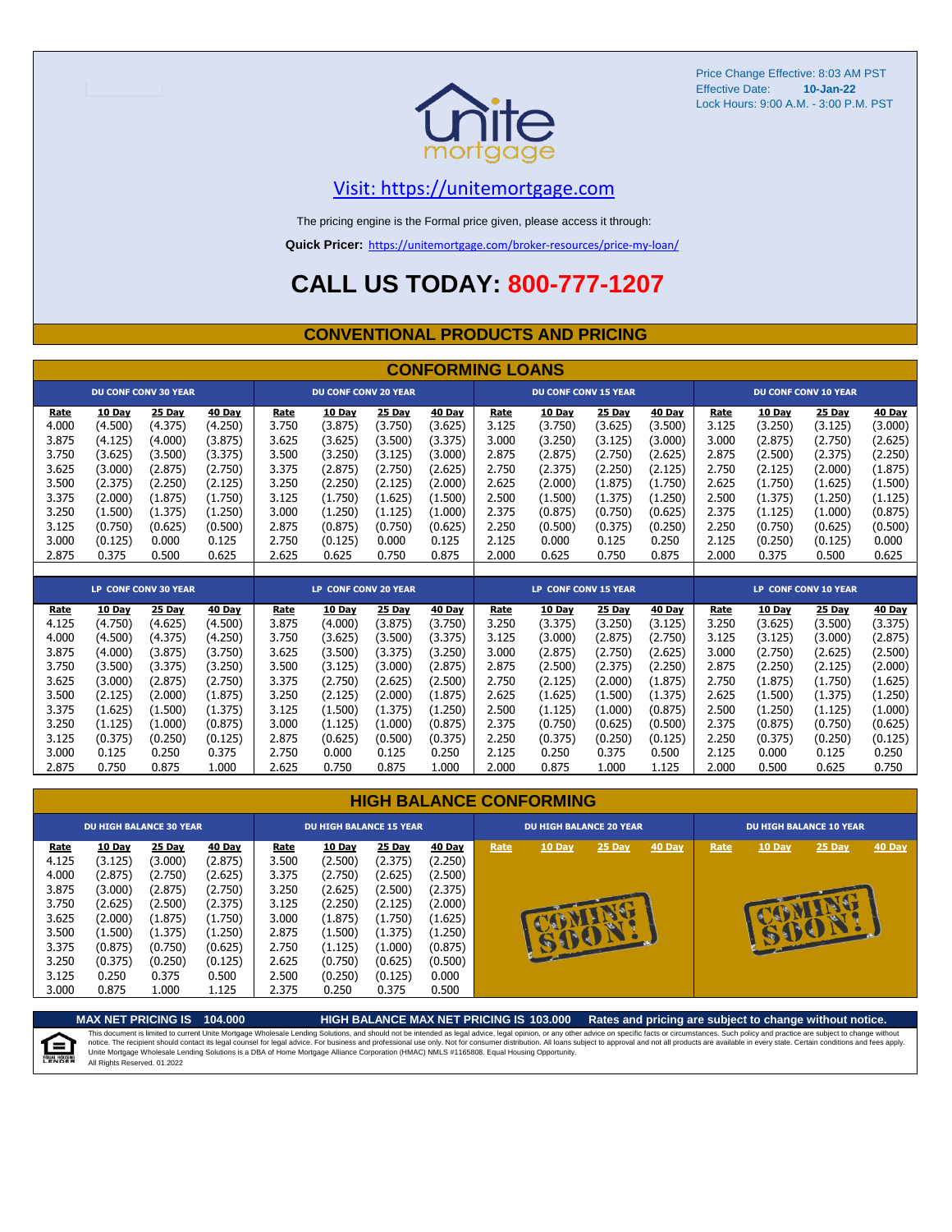Price Change Effective: 8:03 AM PST
Effective Date: **10-Jan-22**
Lock Hours: 9:00 A.M. - 3:00 P.M. PST

Visit: https://unitemortgage.com

The pricing engine is the Formal price given, please access it through:

**Quick Pricer:** https://unitemortgage.com/broker-resources/price-my-loan/

# CALL US TODAY: 800-777-1207

## CONVENTIONAL PRODUCTS AND PRICING

### CONFORMING LOANS

| DU CONF CONV 30 YEAR | | | | DU CONF CONV 20 YEAR | | | | DU CONF CONV 15 YEAR | | | | DU CONF CONV 10 YEAR | | | |
|---|---|---|---|---|---|---|---|---|---|---|---|---|---|---|---|
| Rate | 10 Day | 25 Day | 40 Day | Rate | 10 Day | 25 Day | 40 Day | Rate | 10 Day | 25 Day | 40 Day | Rate | 10 Day | 25 Day | 40 Day |
| 4.000 | (4.500) | (4.375) | (4.250) | 3.750 | (3.875) | (3.750) | (3.625) | 3.125 | (3.750) | (3.625) | (3.500) | 3.125 | (3.250) | (3.125) | (3.000) |
| 3.875 | (4.125) | (4.000) | (3.875) | 3.625 | (3.625) | (3.500) | (3.375) | 3.000 | (3.250) | (3.125) | (3.000) | 3.000 | (2.875) | (2.750) | (2.625) |
| 3.750 | (3.625) | (3.500) | (3.375) | 3.500 | (3.250) | (3.125) | (3.000) | 2.875 | (2.875) | (2.750) | (2.625) | 2.875 | (2.500) | (2.375) | (2.250) |
| 3.625 | (3.000) | (2.875) | (2.750) | 3.375 | (2.875) | (2.750) | (2.625) | 2.750 | (2.375) | (2.250) | (2.125) | 2.750 | (2.125) | (2.000) | (1.875) |
| 3.500 | (2.375) | (2.250) | (2.125) | 3.250 | (2.250) | (2.125) | (2.000) | 2.625 | (2.000) | (1.875) | (1.750) | 2.625 | (1.750) | (1.625) | (1.500) |
| 3.375 | (2.000) | (1.875) | (1.750) | 3.125 | (1.750) | (1.625) | (1.500) | 2.500 | (1.500) | (1.375) | (1.250) | 2.500 | (1.375) | (1.250) | (1.125) |
| 3.250 | (1.500) | (1.375) | (1.250) | 3.000 | (1.250) | (1.125) | (1.000) | 2.375 | (0.875) | (0.750) | (0.625) | 2.375 | (1.125) | (1.000) | (0.875) |
| 3.125 | (0.750) | (0.625) | (0.500) | 2.875 | (0.875) | (0.750) | (0.625) | 2.250 | (0.500) | (0.375) | (0.250) | 2.250 | (0.750) | (0.625) | (0.500) |
| 3.000 | (0.125) | 0.000 | 0.125 | 2.750 | (0.125) | 0.000 | 0.125 | 2.125 | 0.000 | 0.125 | 0.250 | 2.125 | (0.250) | (0.125) | 0.000 |
| 2.875 | 0.375 | 0.500 | 0.625 | 2.625 | 0.625 | 0.750 | 0.875 | 2.000 | 0.625 | 0.750 | 0.875 | 2.000 | 0.375 | 0.500 | 0.625 |

| LP CONF CONV 30 YEAR | | | | LP CONF CONV 20 YEAR | | | | LP CONF CONV 15 YEAR | | | | LP CONF CONV 10 YEAR | | | |
|---|---|---|---|---|---|---|---|---|---|---|---|---|---|---|---|
| Rate | 10 Day | 25 Day | 40 Day | Rate | 10 Day | 25 Day | 40 Day | Rate | 10 Day | 25 Day | 40 Day | Rate | 10 Day | 25 Day | 40 Day |
| 4.125 | (4.750) | (4.625) | (4.500) | 3.875 | (4.000) | (3.875) | (3.750) | 3.250 | (3.375) | (3.250) | (3.125) | 3.250 | (3.625) | (3.500) | (3.375) |
| 4.000 | (4.500) | (4.375) | (4.250) | 3.750 | (3.625) | (3.500) | (3.375) | 3.125 | (3.000) | (2.875) | (2.750) | 3.125 | (3.125) | (3.000) | (2.875) |
| 3.875 | (4.000) | (3.875) | (3.750) | 3.625 | (3.500) | (3.375) | (3.250) | 3.000 | (2.875) | (2.750) | (2.625) | 3.000 | (2.750) | (2.625) | (2.500) |
| 3.750 | (3.500) | (3.375) | (3.250) | 3.500 | (3.125) | (3.000) | (2.875) | 2.875 | (2.500) | (2.375) | (2.250) | 2.875 | (2.250) | (2.125) | (2.000) |
| 3.625 | (3.000) | (2.875) | (2.750) | 3.375 | (2.750) | (2.625) | (2.500) | 2.750 | (2.125) | (2.000) | (1.875) | 2.750 | (1.875) | (1.750) | (1.625) |
| 3.500 | (2.125) | (2.000) | (1.875) | 3.250 | (2.125) | (2.000) | (1.875) | 2.625 | (1.625) | (1.500) | (1.375) | 2.625 | (1.500) | (1.375) | (1.250) |
| 3.375 | (1.625) | (1.500) | (1.375) | 3.125 | (1.500) | (1.375) | (1.250) | 2.500 | (1.125) | (1.000) | (0.875) | 2.500 | (1.250) | (1.125) | (1.000) |
| 3.250 | (1.125) | (1.000) | (0.875) | 3.000 | (1.125) | (1.000) | (0.875) | 2.375 | (0.750) | (0.625) | (0.500) | 2.375 | (0.875) | (0.750) | (0.625) |
| 3.125 | (0.375) | (0.250) | (0.125) | 2.875 | (0.625) | (0.500) | (0.375) | 2.250 | (0.375) | (0.250) | (0.125) | 2.250 | (0.375) | (0.250) | (0.125) |
| 3.000 | 0.125 | 0.250 | 0.375 | 2.750 | 0.000 | 0.125 | 0.250 | 2.125 | 0.250 | 0.375 | 0.500 | 2.125 | 0.000 | 0.125 | 0.250 |
| 2.875 | 0.750 | 0.875 | 1.000 | 2.625 | 0.750 | 0.875 | 1.000 | 2.000 | 0.875 | 1.000 | 1.125 | 2.000 | 0.500 | 0.625 | 0.750 |

### HIGH BALANCE CONFORMING

| DU HIGH BALANCE 30 YEAR | | | | DU HIGH BALANCE 15 YEAR | | | | DU HIGH BALANCE 20 YEAR | | | | DU HIGH BALANCE 10 YEAR | | | |
|---|---|---|---|---|---|---|---|---|---|---|---|---|---|---|---|
| Rate | 10 Day | 25 Day | 40 Day | Rate | 10 Day | 25 Day | 40 Day | Rate | 10 Day | 25 Day | 40 Day | Rate | 10 Day | 25 Day | 40 Day |
| 4.125 | (3.125) | (3.000) | (2.875) | 3.500 | (2.500) | (2.375) | (2.250) | COMING SOON! | | | | COMING SOON! | | | |
| 4.000 | (2.875) | (2.750) | (2.625) | 3.375 | (2.750) | (2.625) | (2.500) | | | | | | | | |
| 3.875 | (3.000) | (2.875) | (2.750) | 3.250 | (2.625) | (2.500) | (2.375) | | | | | | | | |
| 3.750 | (2.625) | (2.500) | (2.375) | 3.125 | (2.250) | (2.125) | (2.000) | | | | | | | | |
| 3.625 | (2.000) | (1.875) | (1.750) | 3.000 | (1.875) | (1.750) | (1.625) | | | | | | | | |
| 3.500 | (1.500) | (1.375) | (1.250) | 2.875 | (1.500) | (1.375) | (1.250) | | | | | | | | |
| 3.375 | (0.875) | (0.750) | (0.625) | 2.750 | (1.125) | (1.000) | (0.875) | | | | | | | | |
| 3.250 | (0.375) | (0.250) | (0.125) | 2.625 | (0.750) | (0.625) | (0.500) | | | | | | | | |
| 3.125 | 0.250 | 0.375 | 0.500 | 2.500 | (0.250) | (0.125) | 0.000 | | | | | | | | |
| 3.000 | 0.875 | 1.000 | 1.125 | 2.375 | 0.250 | 0.375 | 0.500 | | | | | | | | |

**MAX NET PRICING IS 104.000** **HIGH BALANCE MAX NET PRICING IS 103.000** **Rates and pricing are subject to change without notice.**

This document is limited to current Unite Mortgage Wholesale Lending Solutions, and should not be intended as legal advice, legal opinion, or any other advice on specific facts or circumstances. Such policy and practice are subject to change without notice. The recipient should contact its legal counsel for legal advice. For business and professional use only. Not for consumer distribution. All loans subject to approval and not all products are available in every state. Certain conditions and fees apply. Unite Mortgage Wholesale Lending Solutions is a DBA of Home Mortgage Alliance Corporation (HMAC) NMLS #1165808. Equal Housing Opportunity. All Rights Reserved. 01.2022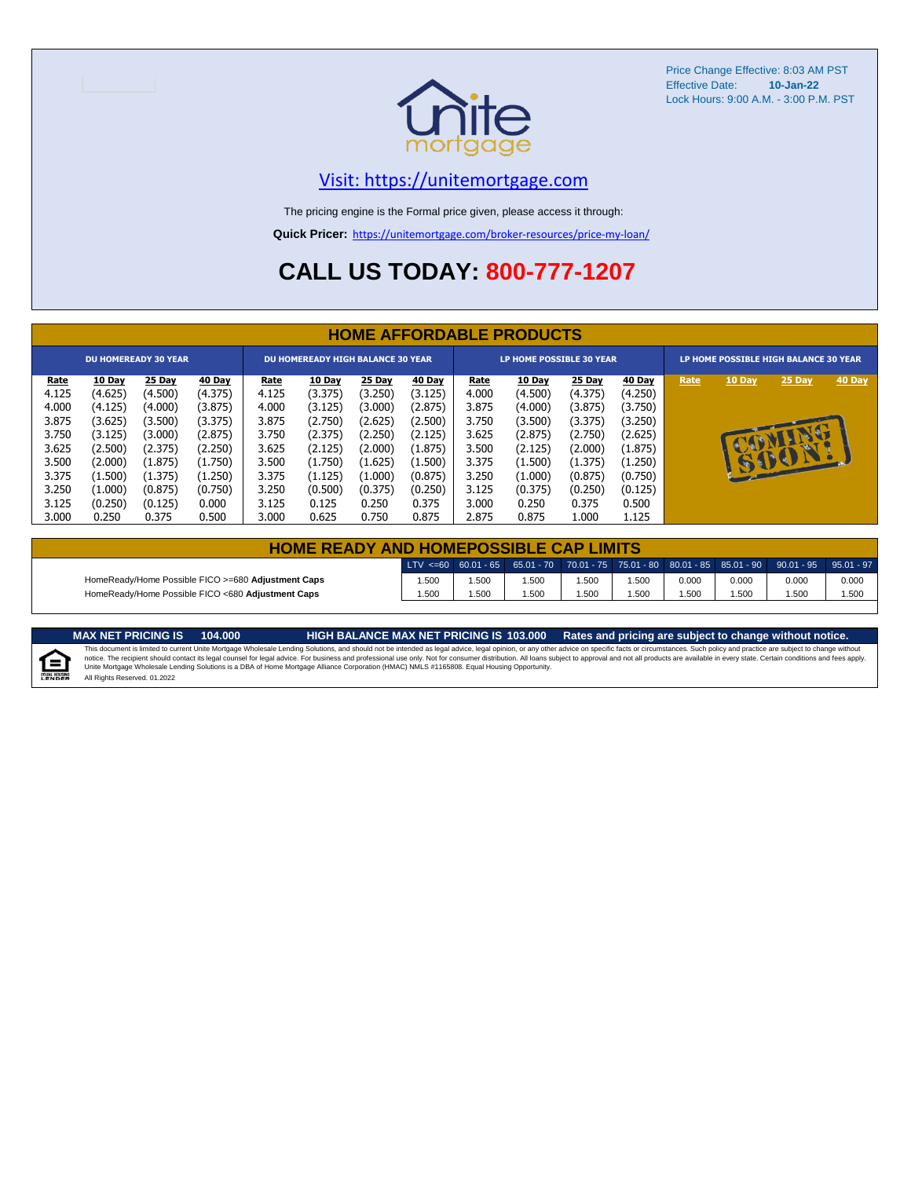Price Change Effective: 8:03 AM PST
Effective Date: **10-Jan-22**
Lock Hours: 9:00 A.M. - 3:00 P.M. PST

unite mortgage

Visit: https://unitemortgage.com

The pricing engine is the Formal price given, please access it through:

**Quick Pricer:** https://unitemortgage.com/broker-resources/price-my-loan/

## CALL US TODAY: 800-777-1207

## HOME AFFORDABLE PRODUCTS

| DU HOMEREADY 30 YEAR | | | | DU HOMEREADY HIGH BALANCE 30 YEAR | | | | LP HOME POSSIBLE 30 YEAR | | | | LP HOME POSSIBLE HIGH BALANCE 30 YEAR | | | |
|---|---|---|---|---|---|---|---|---|---|---|---|---|---|---|---|
| Rate | 10 Day | 25 Day | 40 Day | Rate | 10 Day | 25 Day | 40 Day | Rate | 10 Day | 25 Day | 40 Day | Rate | 10 Day | 25 Day | 40 Day |
| 4.125 | (4.625) | (4.500) | (4.375) | 4.125 | (3.375) | (3.250) | (3.125) | 4.000 | (4.500) | (4.375) | (4.250) | COMING SOON! | | | |
| 4.000 | (4.125) | (4.000) | (3.875) | 4.000 | (3.125) | (3.000) | (2.875) | 3.875 | (4.000) | (3.875) | (3.750) | | | | |
| 3.875 | (3.625) | (3.500) | (3.375) | 3.875 | (2.750) | (2.625) | (2.500) | 3.750 | (3.500) | (3.375) | (3.250) | | | | |
| 3.750 | (3.125) | (3.000) | (2.875) | 3.750 | (2.375) | (2.250) | (2.125) | 3.625 | (2.875) | (2.750) | (2.625) | | | | |
| 3.625 | (2.500) | (2.375) | (2.250) | 3.625 | (2.125) | (2.000) | (1.875) | 3.500 | (2.125) | (2.000) | (1.875) | | | | |
| 3.500 | (2.000) | (1.875) | (1.750) | 3.500 | (1.750) | (1.625) | (1.500) | 3.375 | (1.500) | (1.375) | (1.250) | | | | |
| 3.375 | (1.500) | (1.375) | (1.250) | 3.375 | (1.125) | (1.000) | (0.875) | 3.250 | (1.000) | (0.875) | (0.750) | | | | |
| 3.250 | (1.000) | (0.875) | (0.750) | 3.250 | (0.500) | (0.375) | (0.250) | 3.125 | (0.375) | (0.250) | (0.125) | | | | |
| 3.125 | (0.250) | (0.125) | 0.000 | 3.125 | 0.125 | 0.250 | 0.375 | 3.000 | 0.250 | 0.375 | 0.500 | | | | |
| 3.000 | 0.250 | 0.375 | 0.500 | 3.000 | 0.625 | 0.750 | 0.875 | 2.875 | 0.875 | 1.000 | 1.125 | | | | |

## HOME READY AND HOMEPOSSIBLE CAP LIMITS

| | LTV <=60 | 60.01 - 65 | 65.01 - 70 | 70.01 - 75 | 75.01 - 80 | 80.01 - 85 | 85.01 - 90 | 90.01 - 95 | 95.01 - 97 |
|---|---|---|---|---|---|---|---|---|---|
| HomeReady/Home Possible FICO >=680 **Adjustment Caps** | 1.500 | 1.500 | 1.500 | 1.500 | 1.500 | 0.000 | 0.000 | 0.000 | 0.000 |
| HomeReady/Home Possible FICO <680 **Adjustment Caps** | 1.500 | 1.500 | 1.500 | 1.500 | 1.500 | 1.500 | 1.500 | 1.500 | 1.500 |

**MAX NET PRICING IS 104.000** **HIGH BALANCE MAX NET PRICING IS 103.000** **Rates and pricing are subject to change without notice.**

This document is limited to current Unite Mortgage Wholesale Lending Solutions, and should not be intended as legal advice, legal opinion, or any other advice on specific facts or circumstances. Such policy and practice are subject to change without notice. The recipient should contact its legal counsel for legal advice. For business and professional use only. Not for consumer distribution. All loans subject to approval and not all products are available in every state. Certain conditions and fees apply. Unite Mortgage Wholesale Lending Solutions is a DBA of Home Mortgage Alliance Corporation (HMAC) NMLS #1165808. Equal Housing Opportunity.
All Rights Reserved. 01.2022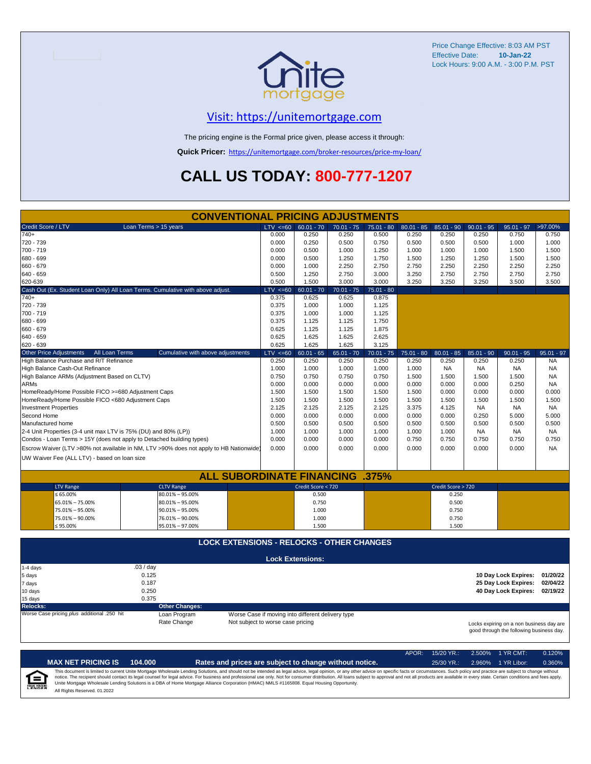Price Change Effective: 8:03 AM PST
Effective Date: **10-Jan-22**
Lock Hours: 9:00 A.M. - 3:00 P.M. PST

## Visit: https://unitemortgage.com

The pricing engine is the Formal price given, please access it through:

**Quick Pricer:** https://unitemortgage.com/broker-resources/price-my-loan/

# CALL US TODAY: 800-777-1207

## CONVENTIONAL PRICING ADJUSTMENTS

| Credit Score / LTV — Loan Terms > 15 years | LTV <=60 | 60.01 - 70 | 70.01 - 75 | 75.01 - 80 | 80.01 - 85 | 85.01 - 90 | 90.01 - 95 | 95.01 - 97 | >97.00% |
|---|---|---|---|---|---|---|---|---|---|
| 740+ | 0.000 | 0.250 | 0.250 | 0.500 | 0.250 | 0.250 | 0.250 | 0.750 | 0.750 |
| 720 - 739 | 0.000 | 0.250 | 0.500 | 0.750 | 0.500 | 0.500 | 0.500 | 1.000 | 1.000 |
| 700 - 719 | 0.000 | 0.500 | 1.000 | 1.250 | 1.000 | 1.000 | 1.000 | 1.500 | 1.500 |
| 680 - 699 | 0.000 | 0.500 | 1.250 | 1.750 | 1.500 | 1.250 | 1.250 | 1.500 | 1.500 |
| 660 - 679 | 0.000 | 1.000 | 2.250 | 2.750 | 2.750 | 2.250 | 2.250 | 2.250 | 2.250 |
| 640 - 659 | 0.500 | 1.250 | 2.750 | 3.000 | 3.250 | 2.750 | 2.750 | 2.750 | 2.750 |
| 620-639 | 0.500 | 1.500 | 3.000 | 3.000 | 3.250 | 3.250 | 3.250 | 3.500 | 3.500 |

| Cash Out (Ex. Student Loan Only) All Loan Terms. Cumulative with above adjust. | LTV <=60 | 60.01 - 70 | 70.01 - 75 | 75.01 - 80 |
|---|---|---|---|---|
| 740+ | 0.375 | 0.625 | 0.625 | 0.875 |
| 720 - 739 | 0.375 | 1.000 | 1.000 | 1.125 |
| 700 - 719 | 0.375 | 1.000 | 1.000 | 1.125 |
| 680 - 699 | 0.375 | 1.125 | 1.125 | 1.750 |
| 660 - 679 | 0.625 | 1.125 | 1.125 | 1.875 |
| 640 - 659 | 0.625 | 1.625 | 1.625 | 2.625 |
| 620 - 639 | 0.625 | 1.625 | 1.625 | 3.125 |

| Other Price Adjustments — All Loan Terms — Cumulative with above adjustments | LTV <=60 | 60.01 - 65 | 65.01 - 70 | 70.01 - 75 | 75.01 - 80 | 80.01 - 85 | 85.01 - 90 | 90.01 - 95 | 95.01 - 97 |
|---|---|---|---|---|---|---|---|---|---|
| High Balance Purchase and R/T Refinance | 0.250 | 0.250 | 0.250 | 0.250 | 0.250 | 0.250 | 0.250 | 0.250 | NA |
| High Balance Cash-Out Refinance | 1.000 | 1.000 | 1.000 | 1.000 | 1.000 | NA | NA | NA | NA |
| High Balance ARMs (Adjustment Based on CLTV) | 0.750 | 0.750 | 0.750 | 0.750 | 1.500 | 1.500 | 1.500 | 1.500 | NA |
| ARMs | 0.000 | 0.000 | 0.000 | 0.000 | 0.000 | 0.000 | 0.000 | 0.250 | NA |
| HomeReady/Home Possible FICO >=680 Adjustment Caps | 1.500 | 1.500 | 1.500 | 1.500 | 1.500 | 0.000 | 0.000 | 0.000 | 0.000 |
| HomeReady/Home Possible FICO <680 Adjustment Caps | 1.500 | 1.500 | 1.500 | 1.500 | 1.500 | 1.500 | 1.500 | 1.500 | 1.500 |
| Investment Properties | 2.125 | 2.125 | 2.125 | 2.125 | 3.375 | 4.125 | NA | NA | NA |
| Second Home | 0.000 | 0.000 | 0.000 | 0.000 | 0.000 | 0.000 | 0.250 | 5.000 | 5.000 |
| Manufactured home | 0.500 | 0.500 | 0.500 | 0.500 | 0.500 | 0.500 | 0.500 | 0.500 | 0.500 |
| 2-4 Unit Properties (3-4 unit max LTV is 75% (DU) and 80% (LP)) | 1.000 | 1.000 | 1.000 | 1.000 | 1.000 | 1.000 | NA | NA | NA |
| Condos - Loan Terms > 15Y (does not apply to Detached building types) | 0.000 | 0.000 | 0.000 | 0.000 | 0.750 | 0.750 | 0.750 | 0.750 | 0.750 |
| Escrow Waiver (LTV >80% not available in NM, LTV >90% does not apply to HB Nationwide) | 0.000 | 0.000 | 0.000 | 0.000 | 0.000 | 0.000 | 0.000 | 0.000 | NA |
| UW Waiver Fee (ALL LTV) - based on loan size | | | | | | | | | |

## ALL SUBORDINATE FINANCING .375%

| LTV Range | CLTV Range | Credit Score < 720 | Credit Score > 720 |
|---|---|---|---|
| ≤ 65.00% | 80.01% – 95.00% | 0.500 | 0.250 |
| 65.01% – 75.00% | 80.01% – 95.00% | 0.750 | 0.500 |
| 75.01% – 95.00% | 90.01% – 95.00% | 1.000 | 0.750 |
| 75.01% – 90.00% | 76.01% – 90.00% | 1.000 | 0.750 |
| ≤ 95.00% | 95.01% – 97.00% | 1.500 | 1.500 |

## LOCK EXTENSIONS - RELOCKS - OTHER CHANGES

### Lock Extensions:

| | |
|---|---|
| 1-4 days | .03 / day |
| 5 days | 0.125 |
| 7 days | 0.187 |
| 10 days | 0.250 |
| 15 days | 0.375 |

**10 Day Lock Expires: 01/20/22**
**25 Day Lock Expires: 02/04/22**
**40 Day Lock Expires: 02/19/22**

**Relocks:**
Worse Case pricing *plus* additional .250 hit

**Other Changes:**

| | |
|---|---|
| Loan Program | Worse Case if moving into different delivery type |
| Rate Change | Not subject to worse case pricing |

Locks expiring on a non business day are good through the following business day.

| APOR: | 15/20 YR.: | 2.500% | 1 YR CMT: | 0.120% |
|---|---|---|---|---|
| | 25/30 YR.: | 2.960% | 1 YR Libor: | 0.360% |

**MAX NET PRICING IS 104.000** — **Rates and prices are subject to change without notice.**

This document is limited to current Unite Mortgage Wholesale Lending Solutions, and should not be intended as legal advice, legal opinion, or any other advice on specific facts or circumstances. Such policy and practice are subject to change without notice. The recipient should contact its legal counsel for legal advice. For business and professional use only. Not for consumer distribution. All loans subject to approval and not all products are available in every state. Certain conditions and fees apply. Unite Mortgage Wholesale Lending Solutions is a DBA of Home Mortgage Alliance Corporation (HMAC) NMLS #1165808. Equal Housing Opportunity.
All Rights Reserved. 01.2022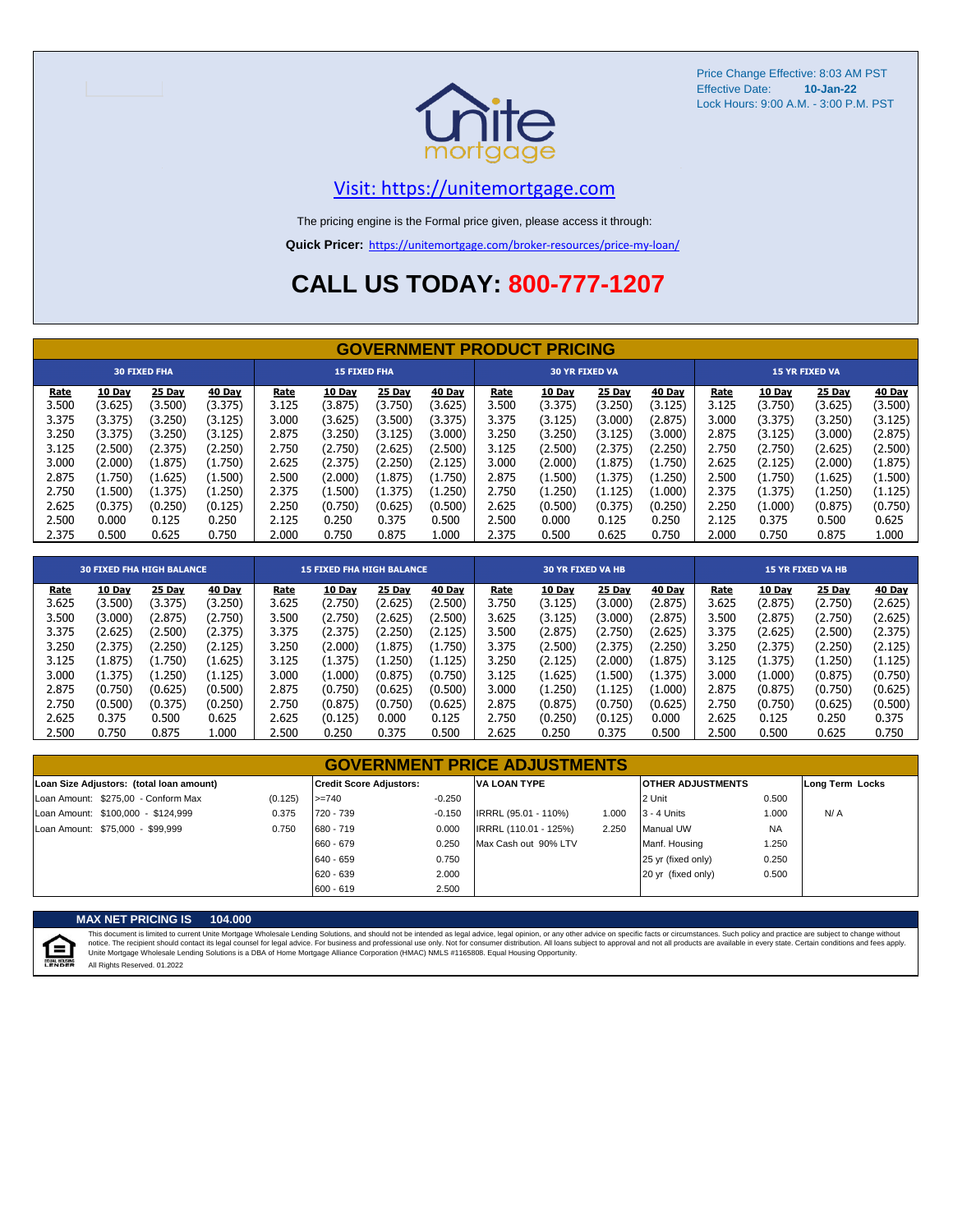Price Change Effective: 8:03 AM PST
Effective Date: **10-Jan-22**
Lock Hours: 9:00 A.M. - 3:00 P.M. PST

Visit: https://unitemortgage.com

The pricing engine is the Formal price given, please access it through:

**Quick Pricer:** https://unitemortgage.com/broker-resources/price-my-loan/

# CALL US TODAY: 800-777-1207

## GOVERNMENT PRODUCT PRICING

| 30 FIXED FHA | | | | 15 FIXED FHA | | | | 30 YR FIXED VA | | | | 15 YR FIXED VA | | | |
|---|---|---|---|---|---|---|---|---|---|---|---|---|---|---|---|
| Rate | 10 Day | 25 Day | 40 Day | Rate | 10 Day | 25 Day | 40 Day | Rate | 10 Day | 25 Day | 40 Day | Rate | 10 Day | 25 Day | 40 Day |
| 3.500 | (3.625) | (3.500) | (3.375) | 3.125 | (3.875) | (3.750) | (3.625) | 3.500 | (3.375) | (3.250) | (3.125) | 3.125 | (3.750) | (3.625) | (3.500) |
| 3.375 | (3.375) | (3.250) | (3.125) | 3.000 | (3.625) | (3.500) | (3.375) | 3.375 | (3.125) | (3.000) | (2.875) | 3.000 | (3.375) | (3.250) | (3.125) |
| 3.250 | (3.375) | (3.250) | (3.125) | 2.875 | (3.250) | (3.125) | (3.000) | 3.250 | (3.250) | (3.125) | (3.000) | 2.875 | (3.125) | (3.000) | (2.875) |
| 3.125 | (2.500) | (2.375) | (2.250) | 2.750 | (2.750) | (2.625) | (2.500) | 3.125 | (2.500) | (2.375) | (2.250) | 2.750 | (2.750) | (2.625) | (2.500) |
| 3.000 | (2.000) | (1.875) | (1.750) | 2.625 | (2.375) | (2.250) | (2.125) | 3.000 | (2.000) | (1.875) | (1.750) | 2.625 | (2.125) | (2.000) | (1.875) |
| 2.875 | (1.750) | (1.625) | (1.500) | 2.500 | (2.000) | (1.875) | (1.750) | 2.875 | (1.500) | (1.375) | (1.250) | 2.500 | (1.750) | (1.625) | (1.500) |
| 2.750 | (1.500) | (1.375) | (1.250) | 2.375 | (1.500) | (1.375) | (1.250) | 2.750 | (1.250) | (1.125) | (1.000) | 2.375 | (1.375) | (1.250) | (1.125) |
| 2.625 | (0.375) | (0.250) | (0.125) | 2.250 | (0.750) | (0.625) | (0.500) | 2.625 | (0.500) | (0.375) | (0.250) | 2.250 | (1.000) | (0.875) | (0.750) |
| 2.500 | 0.000 | 0.125 | 0.250 | 2.125 | 0.250 | 0.375 | 0.500 | 2.500 | 0.000 | 0.125 | 0.250 | 2.125 | 0.375 | 0.500 | 0.625 |
| 2.375 | 0.500 | 0.625 | 0.750 | 2.000 | 0.750 | 0.875 | 1.000 | 2.375 | 0.500 | 0.625 | 0.750 | 2.000 | 0.750 | 0.875 | 1.000 |

| 30 FIXED FHA HIGH BALANCE | | | | 15 FIXED FHA HIGH BALANCE | | | | 30 YR FIXED VA HB | | | | 15 YR FIXED VA HB | | | |
|---|---|---|---|---|---|---|---|---|---|---|---|---|---|---|---|
| Rate | 10 Day | 25 Day | 40 Day | Rate | 10 Day | 25 Day | 40 Day | Rate | 10 Day | 25 Day | 40 Day | Rate | 10 Day | 25 Day | 40 Day |
| 3.625 | (3.500) | (3.375) | (3.250) | 3.625 | (2.750) | (2.625) | (2.500) | 3.750 | (3.125) | (3.000) | (2.875) | 3.625 | (2.875) | (2.750) | (2.625) |
| 3.500 | (3.000) | (2.875) | (2.750) | 3.500 | (2.750) | (2.625) | (2.500) | 3.625 | (3.125) | (3.000) | (2.875) | 3.500 | (2.875) | (2.750) | (2.625) |
| 3.375 | (2.625) | (2.500) | (2.375) | 3.375 | (2.375) | (2.250) | (2.125) | 3.500 | (2.875) | (2.750) | (2.625) | 3.375 | (2.625) | (2.500) | (2.375) |
| 3.250 | (2.375) | (2.250) | (2.125) | 3.250 | (2.000) | (1.875) | (1.750) | 3.375 | (2.500) | (2.375) | (2.250) | 3.250 | (2.375) | (2.250) | (2.125) |
| 3.125 | (1.875) | (1.750) | (1.625) | 3.125 | (1.375) | (1.250) | (1.125) | 3.250 | (2.125) | (2.000) | (1.875) | 3.125 | (1.375) | (1.250) | (1.125) |
| 3.000 | (1.375) | (1.250) | (1.125) | 3.000 | (1.000) | (0.875) | (0.750) | 3.125 | (1.625) | (1.500) | (1.375) | 3.000 | (1.000) | (0.875) | (0.750) |
| 2.875 | (0.750) | (0.625) | (0.500) | 2.875 | (0.750) | (0.625) | (0.500) | 3.000 | (1.250) | (1.125) | (1.000) | 2.875 | (0.875) | (0.750) | (0.625) |
| 2.750 | (0.500) | (0.375) | (0.250) | 2.750 | (0.875) | (0.750) | (0.625) | 2.875 | (0.875) | (0.750) | (0.625) | 2.750 | (0.750) | (0.625) | (0.500) |
| 2.625 | 0.375 | 0.500 | 0.625 | 2.625 | (0.125) | 0.000 | 0.125 | 2.750 | (0.250) | (0.125) | 0.000 | 2.625 | 0.125 | 0.250 | 0.375 |
| 2.500 | 0.750 | 0.875 | 1.000 | 2.500 | 0.250 | 0.375 | 0.500 | 2.625 | 0.250 | 0.375 | 0.500 | 2.500 | 0.500 | 0.625 | 0.750 |

## GOVERNMENT PRICE ADJUSTMENTS

| Loan Size Adjustors: (total loan amount) | | Credit Score Adjustors: | | VA LOAN TYPE | | OTHER ADJUSTMENTS | | Long Term Locks |
|---|---|---|---|---|---|---|---|---|
| Loan Amount: $275,00 - Conform Max | (0.125) | >=740 | -0.250 | | | 2 Unit | 0.500 | |
| Loan Amount: $100,000 - $124,999 | 0.375 | 720 - 739 | -0.150 | IRRRL (95.01 - 110%) | 1.000 | 3 - 4 Units | 1.000 | N/ A |
| Loan Amount: $75,000 - $99,999 | 0.750 | 680 - 719 | 0.000 | IRRRL (110.01 - 125%) | 2.250 | Manual UW | NA | |
| | | 660 - 679 | 0.250 | Max Cash out 90% LTV | | Manf. Housing | 1.250 | |
| | | 640 - 659 | 0.750 | | | 25 yr (fixed only) | 0.250 | |
| | | 620 - 639 | 2.000 | | | 20 yr (fixed only) | 0.500 | |
| | | 600 - 619 | 2.500 | | | | | |

**MAX NET PRICING IS 104.000**

This document is limited to current Unite Mortgage Wholesale Lending Solutions, and should not be intended as legal advice, legal opinion, or any other advice on specific facts or circumstances. Such policy and practice are subject to change without notice. The recipient should contact its legal counsel for legal advice. For business and professional use only. Not for consumer distribution. All loans subject to approval and not all products are available in every state. Certain conditions and fees apply. Unite Mortgage Wholesale Lending Solutions is a DBA of Home Mortgage Alliance Corporation (HMAC) NMLS #1165808. Equal Housing Opportunity.

All Rights Reserved. 01.2022